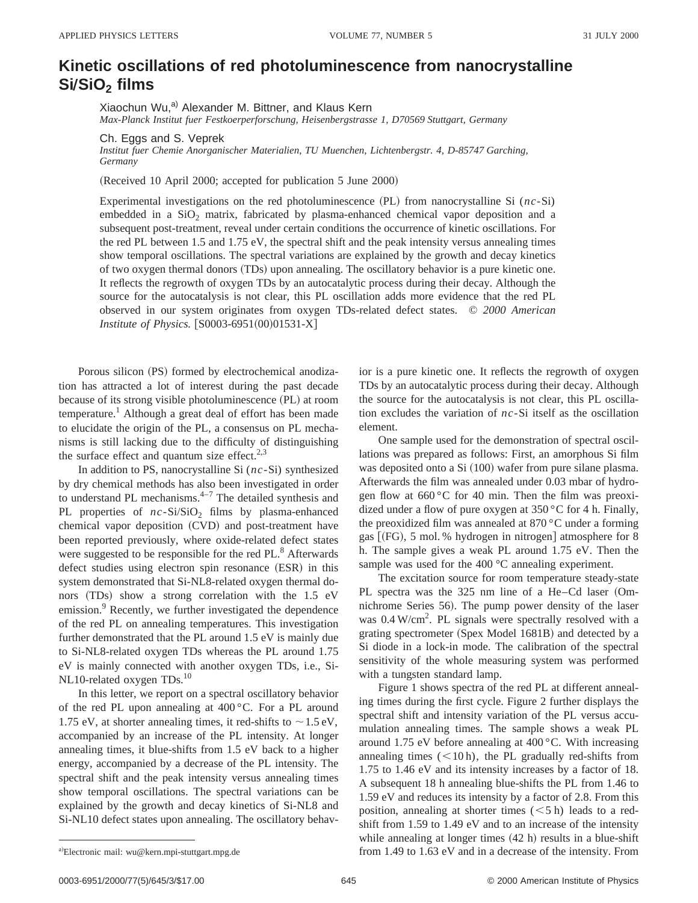# Kinetic oscillations of red photoluminescence from nanocrystalline $Si/SiO_2$ films

Xiaochun Wu,[a] Alexander M. Bittner, and Klaus Kern

*Max-Planck Institut fuer Festkoerperforschung, Heisenbergstrasse 1, D70569 Stuttgart, Germany*

Ch. Eggs and S. Veprek

*Institut fuer Chemie Anorganischer Materialien, TU Muenchen, Lichtenbergstr. 4, D-85747 Garching, Germany*

(Received 10 April 2000; accepted for publication 5 June 2000)

Experimental investigations on the red photoluminescence (PL) from nanocrystalline Si (*nc*-Si) embedded in a $SiO_2$ matrix, fabricated by plasma-enhanced chemical vapor deposition and a subsequent post-treatment, reveal under certain conditions the occurrence of kinetic oscillations. For the red PL between 1.5 and 1.75 eV, the spectral shift and the peak intensity versus annealing times show temporal oscillations. The spectral variations are explained by the growth and decay kinetics of two oxygen thermal donors (TDs) upon annealing. The oscillatory behavior is a pure kinetic one. It reflects the regrowth of oxygen TDs by an autocatalytic process during their decay. Although the source for the autocatalysis is not clear, this PL oscillation adds more evidence that the red PL observed in our system originates from oxygen TDs-related defect states. © *2000 American Institute of Physics.* [S0003-6951(00)01531-X]

Porous silicon (PS) formed by electrochemical anodization has attracted a lot of interest during the past decade because of its strong visible photoluminescence (PL) at room temperature.[1] Although a great deal of effort has been made to elucidate the origin of the PL, a consensus on PL mechanisms is still lacking due to the difficulty of distinguishing the surface effect and quantum size effect.[2,3]

In addition to PS, nanocrystalline Si (*nc*-Si) synthesized by dry chemical methods has also been investigated in order to understand PL mechanisms.[4–7] The detailed synthesis and PL properties of *nc*-$Si/SiO_2$ films by plasma-enhanced chemical vapor deposition (CVD) and post-treatment have been reported previously, where oxide-related defect states were suggested to be responsible for the red PL.[8] Afterwards defect studies using electron spin resonance (ESR) in this system demonstrated that Si-NL8-related oxygen thermal donors (TDs) show a strong correlation with the 1.5 eV emission.[9] Recently, we further investigated the dependence of the red PL on annealing temperatures. This investigation further demonstrated that the PL around 1.5 eV is mainly due to Si-NL8-related oxygen TDs whereas the PL around 1.75 eV is mainly connected with another oxygen TDs, i.e., Si-NL10-related oxygen TDs.[10]

In this letter, we report on a spectral oscillatory behavior of the red PL upon annealing at 400 °C. For a PL around 1.75 eV, at shorter annealing times, it red-shifts to ~1.5 eV, accompanied by an increase of the PL intensity. At longer annealing times, it blue-shifts from 1.5 eV back to a higher energy, accompanied by a decrease of the PL intensity. The spectral shift and the peak intensity versus annealing times show temporal oscillations. The spectral variations can be explained by the growth and decay kinetics of Si-NL8 and Si-NL10 defect states upon annealing. The oscillatory behavior is a pure kinetic one. It reflects the regrowth of oxygen TDs by an autocatalytic process during their decay. Although the source for the autocatalysis is not clear, this PL oscillation excludes the variation of *nc*-Si itself as the oscillation element.

One sample used for the demonstration of spectral oscillations was prepared as follows: First, an amorphous Si film was deposited onto a Si (100) wafer from pure silane plasma. Afterwards the film was annealed under 0.03 mbar of hydrogen flow at 660 °C for 40 min. Then the film was preoxidized under a flow of pure oxygen at 350 °C for 4 h. Finally, the preoxidized film was annealed at 870 °C under a forming gas [(FG), 5 mol. % hydrogen in nitrogen] atmosphere for 8 h. The sample gives a weak PL around 1.75 eV. Then the sample was used for the 400 °C annealing experiment.

The excitation source for room temperature steady-state PL spectra was the 325 nm line of a He–Cd laser (Omnichrome Series 56). The pump power density of the laser was 0.4 $W/cm^2$. PL signals were spectrally resolved with a grating spectrometer (Spex Model 1681B) and detected by a Si diode in a lock-in mode. The calibration of the spectral sensitivity of the whole measuring system was performed with a tungsten standard lamp.

Figure 1 shows spectra of the red PL at different annealing times during the first cycle. Figure 2 further displays the spectral shift and intensity variation of the PL versus accumulation annealing times. The sample shows a weak PL around 1.75 eV before annealing at 400 °C. With increasing annealing times (<10 h), the PL gradually red-shifts from 1.75 to 1.46 eV and its intensity increases by a factor of 18. A subsequent 18 h annealing blue-shifts the PL from 1.46 to 1.59 eV and reduces its intensity by a factor of 2.8. From this position, annealing at shorter times (<5 h) leads to a red-shift from 1.59 to 1.49 eV and to an increase of the intensity while annealing at longer times (42 h) results in a blue-shift from 1.49 to 1.63 eV and in a decrease of the intensity. From

[a]Electronic mail: wu@kern.mpi-stuttgart.mpg.de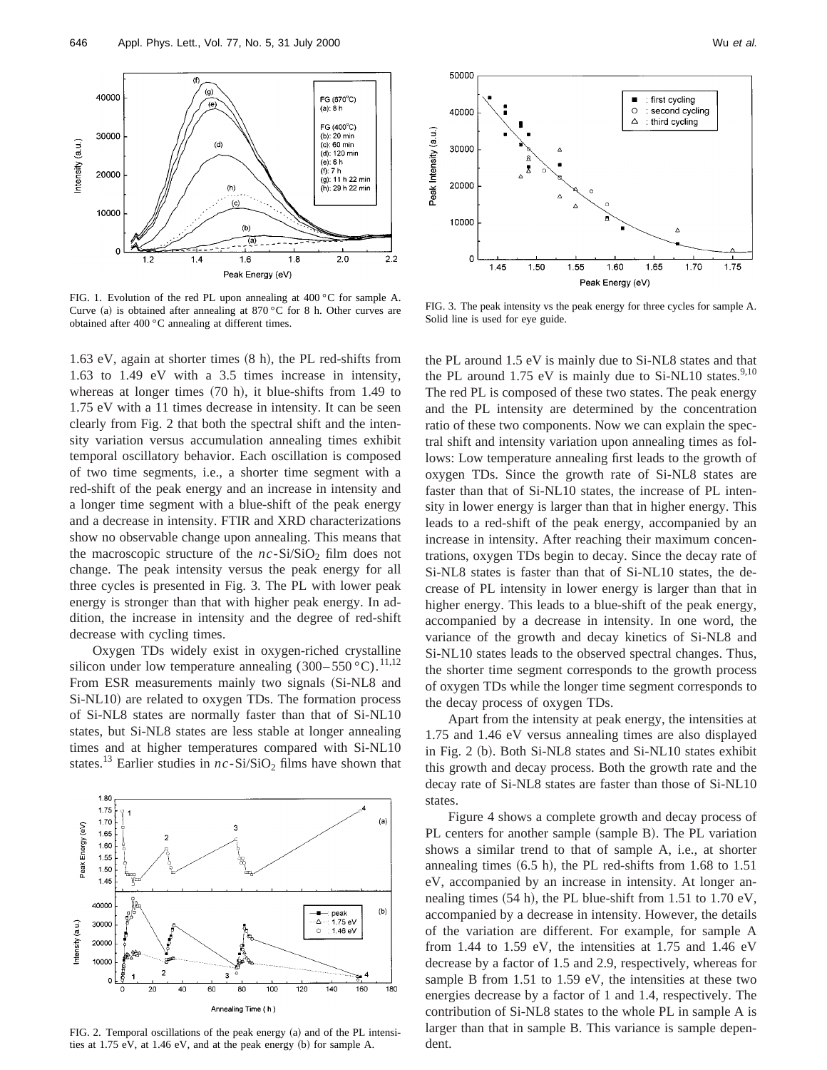FIG. 1. Evolution of the red PL upon annealing at 400 °C for sample A. Curve (a) is obtained after annealing at 870 °C for 8 h. Other curves are obtained after 400 °C annealing at different times.

FIG. 3. The peak intensity vs the peak energy for three cycles for sample A. Solid line is used for eye guide.

1.63 eV, again at shorter times (8 h), the PL red-shifts from 1.63 to 1.49 eV with a 3.5 times increase in intensity, whereas at longer times (70 h), it blue-shifts from 1.49 to 1.75 eV with a 11 times decrease in intensity. It can be seen clearly from Fig. 2 that both the spectral shift and the intensity variation versus accumulation annealing times exhibit temporal oscillatory behavior. Each oscillation is composed of two time segments, i.e., a shorter time segment with a red-shift of the peak energy and an increase in intensity and a longer time segment with a blue-shift of the peak energy and a decrease in intensity. FTIR and XRD characterizations show no observable change upon annealing. This means that the macroscopic structure of the *nc*-Si/$SiO_2$ film does not change. The peak intensity versus the peak energy for all three cycles is presented in Fig. 3. The PL with lower peak energy is stronger than that with higher peak energy. In addition, the increase in intensity and the degree of red-shift decrease with cycling times.

Oxygen TDs widely exist in oxygen-riched crystalline silicon under low temperature annealing (300–550 °C).[11,12] From ESR measurements mainly two signals (Si-NL8 and Si-NL10) are related to oxygen TDs. The formation process of Si-NL8 states are normally faster than that of Si-NL10 states, but Si-NL8 states are less stable at longer annealing times and at higher temperatures compared with Si-NL10 states.[13] Earlier studies in *nc*-Si/$SiO_2$ films have shown that the PL around 1.5 eV is mainly due to Si-NL8 states and that the PL around 1.75 eV is mainly due to Si-NL10 states.[9,10] The red PL is composed of these two states. The peak energy and the PL intensity are determined by the concentration ratio of these two components. Now we can explain the spectral shift and intensity variation upon annealing times as follows: Low temperature annealing first leads to the growth of oxygen TDs. Since the growth rate of Si-NL8 states are faster than that of Si-NL10 states, the increase of PL intensity in lower energy is larger than that in higher energy. This leads to a red-shift of the peak energy, accompanied by an increase in intensity. After reaching their maximum concentrations, oxygen TDs begin to decay. Since the decay rate of Si-NL8 states is faster than that of Si-NL10 states, the decrease of PL intensity in lower energy is larger than that in higher energy. This leads to a blue-shift of the peak energy, accompanied by a decrease in intensity. In one word, the variance of the growth and decay kinetics of Si-NL8 and Si-NL10 states leads to the observed spectral changes. Thus, the shorter time segment corresponds to the growth process of oxygen TDs while the longer time segment corresponds to the decay process of oxygen TDs.

Apart from the intensity at peak energy, the intensities at 1.75 and 1.46 eV versus annealing times are also displayed in Fig. 2 (b). Both Si-NL8 states and Si-NL10 states exhibit this growth and decay process. Both the growth rate and the decay rate of Si-NL8 states are faster than those of Si-NL10 states.

FIG. 2. Temporal oscillations of the peak energy (a) and of the PL intensities at 1.75 eV, at 1.46 eV, and at the peak energy (b) for sample A.

Figure 4 shows a complete growth and decay process of PL centers for another sample (sample B). The PL variation shows a similar trend to that of sample A, i.e., at shorter annealing times (6.5 h), the PL red-shifts from 1.68 to 1.51 eV, accompanied by an increase in intensity. At longer annealing times (54 h), the PL blue-shift from 1.51 to 1.70 eV, accompanied by a decrease in intensity. However, the details of the variation are different. For example, for sample A from 1.44 to 1.59 eV, the intensities at 1.75 and 1.46 eV decrease by a factor of 1.5 and 2.9, respectively, whereas for sample B from 1.51 to 1.59 eV, the intensities at these two energies decrease by a factor of 1 and 1.4, respectively. The contribution of Si-NL8 states to the whole PL in sample A is larger than that in sample B. This variance is sample dependent.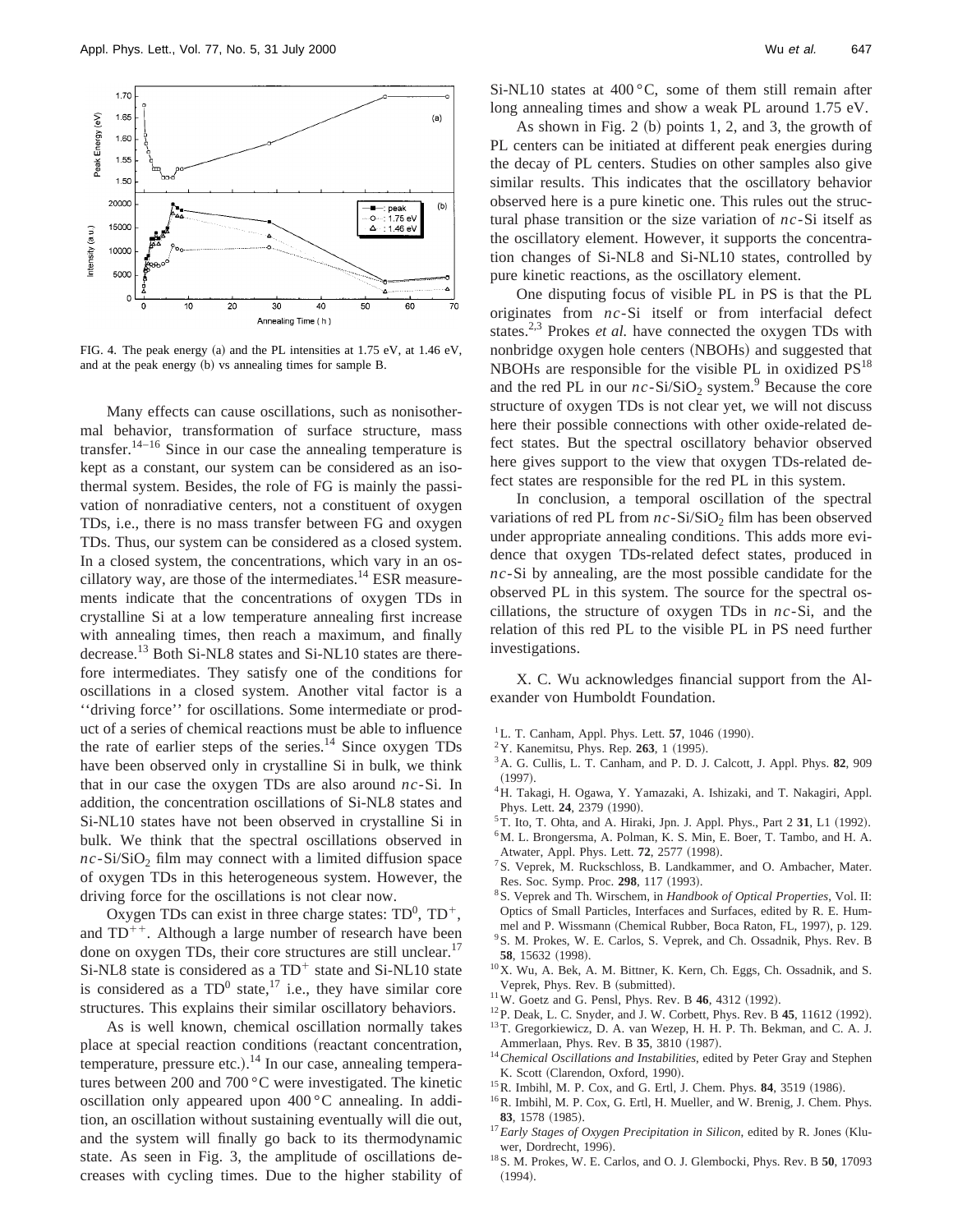(a)

Peak Energy (eV)

1.70
1.65
1.60
1.55
1.50

(b)

Intensity (a.u.)

20000
15000
10000
5000
0

■ : peak
○ : 1.75 eV
△ : 1.46 eV

0 10 20 30 40 50 60 70

Annealing Time ( h )

FIG. 4. The peak energy (a) and the PL intensities at 1.75 eV, at 1.46 eV, and at the peak energy (b) vs annealing times for sample B.

Many effects can cause oscillations, such as nonisothermal behavior, transformation of surface structure, mass transfer.[14–16] Since in our case the annealing temperature is kept as a constant, our system can be considered as an isothermal system. Besides, the role of FG is mainly the passivation of nonradiative centers, not a constituent of oxygen TDs, i.e., there is no mass transfer between FG and oxygen TDs. Thus, our system can be considered as a closed system. In a closed system, the concentrations, which vary in an oscillatory way, are those of the intermediates.[14] ESR measurements indicate that the concentrations of oxygen TDs in crystalline Si at a low temperature annealing first increase with annealing times, then reach a maximum, and finally decrease.[13] Both Si-NL8 states and Si-NL10 states are therefore intermediates. They satisfy one of the conditions for oscillations in a closed system. Another vital factor is a ''driving force'' for oscillations. Some intermediate or product of a series of chemical reactions must be able to influence the rate of earlier steps of the series.[14] Since oxygen TDs have been observed only in crystalline Si in bulk, we think that in our case the oxygen TDs are also around *nc*-Si. In addition, the concentration oscillations of Si-NL8 states and Si-NL10 states have not been observed in crystalline Si in bulk. We think that the spectral oscillations observed in *nc*-Si/$SiO_2$ film may connect with a limited diffusion space of oxygen TDs in this heterogeneous system. However, the driving force for the oscillations is not clear now.

Oxygen TDs can exist in three charge states: $TD^0$, $TD^+$, and $TD^{++}$. Although a large number of research have been done on oxygen TDs, their core structures are still unclear.[17] Si-NL8 state is considered as a $TD^+$ state and Si-NL10 state is considered as a $TD^0$ state,[17] i.e., they have similar core structures. This explains their similar oscillatory behaviors.

As is well known, chemical oscillation normally takes place at special reaction conditions (reactant concentration, temperature, pressure etc.).[14] In our case, annealing temperatures between 200 and 700 °C were investigated. The kinetic oscillation only appeared upon 400 °C annealing. In addition, an oscillation without sustaining eventually will die out, and the system will finally go back to its thermodynamic state. As seen in Fig. 3, the amplitude of oscillations decreases with cycling times. Due to the higher stability of Si-NL10 states at 400 °C, some of them still remain after long annealing times and show a weak PL around 1.75 eV.

As shown in Fig. 2 (b) points 1, 2, and 3, the growth of PL centers can be initiated at different peak energies during the decay of PL centers. Studies on other samples also give similar results. This indicates that the oscillatory behavior observed here is a pure kinetic one. This rules out the structural phase transition or the size variation of *nc*-Si itself as the oscillatory element. However, it supports the concentration changes of Si-NL8 and Si-NL10 states, controlled by pure kinetic reactions, as the oscillatory element.

One disputing focus of visible PL in PS is that the PL originates from *nc*-Si itself or from interfacial defect states.[2,3] Prokes *et al.* have connected the oxygen TDs with nonbridge oxygen hole centers (NBOHs) and suggested that NBOHs are responsible for the visible PL in oxidized PS[18] and the red PL in our *nc*-Si/$SiO_2$ system.[9] Because the core structure of oxygen TDs is not clear yet, we will not discuss here their possible connections with other oxide-related defect states. But the spectral oscillatory behavior observed here gives support to the view that oxygen TDs-related defect states are responsible for the red PL in this system.

In conclusion, a temporal oscillation of the spectral variations of red PL from *nc*-Si/$SiO_2$ film has been observed under appropriate annealing conditions. This adds more evidence that oxygen TDs-related defect states, produced in *nc*-Si by annealing, are the most possible candidate for the observed PL in this system. The source for the spectral oscillations, the structure of oxygen TDs in *nc*-Si, and the relation of this red PL to the visible PL in PS need further investigations.

X. C. Wu acknowledges financial support from the Alexander von Humboldt Foundation.

[1] L. T. Canham, Appl. Phys. Lett. **57**, 1046 (1990).
[2] Y. Kanemitsu, Phys. Rep. **263**, 1 (1995).
[3] A. G. Cullis, L. T. Canham, and P. D. J. Calcott, J. Appl. Phys. **82**, 909 (1997).
[4] H. Takagi, H. Ogawa, Y. Yamazaki, A. Ishizaki, and T. Nakagiri, Appl. Phys. Lett. **24**, 2379 (1990).
[5] T. Ito, T. Ohta, and A. Hiraki, Jpn. J. Appl. Phys., Part 2 **31**, L1 (1992).
[6] M. L. Brongersma, A. Polman, K. S. Min, E. Boer, T. Tambo, and H. A. Atwater, Appl. Phys. Lett. **72**, 2577 (1998).
[7] S. Veprek, M. Ruckschloss, B. Landkammer, and O. Ambacher, Mater. Res. Soc. Symp. Proc. **298**, 117 (1993).
[8] S. Veprek and Th. Wirschem, in *Handbook of Optical Properties*, Vol. II: Optics of Small Particles, Interfaces and Surfaces, edited by R. E. Hummel and P. Wissmann (Chemical Rubber, Boca Raton, FL, 1997), p. 129.
[9] S. M. Prokes, W. E. Carlos, S. Veprek, and Ch. Ossadnik, Phys. Rev. B **58**, 15632 (1998).
[10] X. Wu, A. Bek, A. M. Bittner, K. Kern, Ch. Eggs, Ch. Ossadnik, and S. Veprek, Phys. Rev. B (submitted).
[11] W. Goetz and G. Pensl, Phys. Rev. B **46**, 4312 (1992).
[12] P. Deak, L. C. Snyder, and J. W. Corbett, Phys. Rev. B **45**, 11612 (1992).
[13] T. Gregorkiewicz, D. A. van Wezep, H. H. P. Th. Bekman, and C. A. J. Ammerlaan, Phys. Rev. B **35**, 3810 (1987).
[14] *Chemical Oscillations and Instabilities*, edited by Peter Gray and Stephen K. Scott (Clarendon, Oxford, 1990).
[15] R. Imbihl, M. P. Cox, and G. Ertl, J. Chem. Phys. **84**, 3519 (1986).
[16] R. Imbihl, M. P. Cox, G. Ertl, H. Mueller, and W. Brenig, J. Chem. Phys. **83**, 1578 (1985).
[17] *Early Stages of Oxygen Precipitation in Silicon*, edited by R. Jones (Kluwer, Dordrecht, 1996).
[18] S. M. Prokes, W. E. Carlos, and O. J. Glembocki, Phys. Rev. B **50**, 17093 (1994).